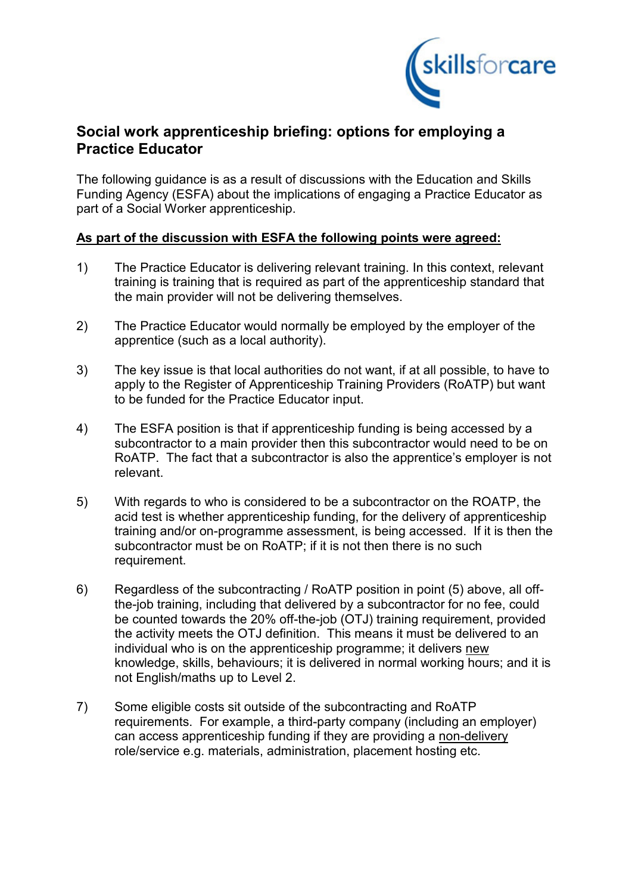## Social work apprenticeship briefing: options for employing a Practice Educator

The following guidance is as a result of discussions with the Education and Skills Funding Agency (ESFA) about the implications of engaging a Practice Educator as part of a Social Worker apprenticeship.

**As part of the discussion with ESFA the following points were agreed:**

1) The Practice Educator is delivering relevant training. In this context, relevant training is training that is required as part of the apprenticeship standard that the main provider will not be delivering themselves.

2) The Practice Educator would normally be employed by the employer of the apprentice (such as a local authority).

3) The key issue is that local authorities do not want, if at all possible, to have to apply to the Register of Apprenticeship Training Providers (RoATP) but want to be funded for the Practice Educator input.

4) The ESFA position is that if apprenticeship funding is being accessed by a subcontractor to a main provider then this subcontractor would need to be on RoATP. The fact that a subcontractor is also the apprentice's employer is not relevant.

5) With regards to who is considered to be a subcontractor on the ROATP, the acid test is whether apprenticeship funding, for the delivery of apprenticeship training and/or on-programme assessment, is being accessed. If it is then the subcontractor must be on RoATP; if it is not then there is no such requirement.

6) Regardless of the subcontracting / RoATP position in point (5) above, all off-the-job training, including that delivered by a subcontractor for no fee, could be counted towards the 20% off-the-job (OTJ) training requirement, provided the activity meets the OTJ definition. This means it must be delivered to an individual who is on the apprenticeship programme; it delivers new knowledge, skills, behaviours; it is delivered in normal working hours; and it is not English/maths up to Level 2.

7) Some eligible costs sit outside of the subcontracting and RoATP requirements. For example, a third-party company (including an employer) can access apprenticeship funding if they are providing a non-delivery role/service e.g. materials, administration, placement hosting etc.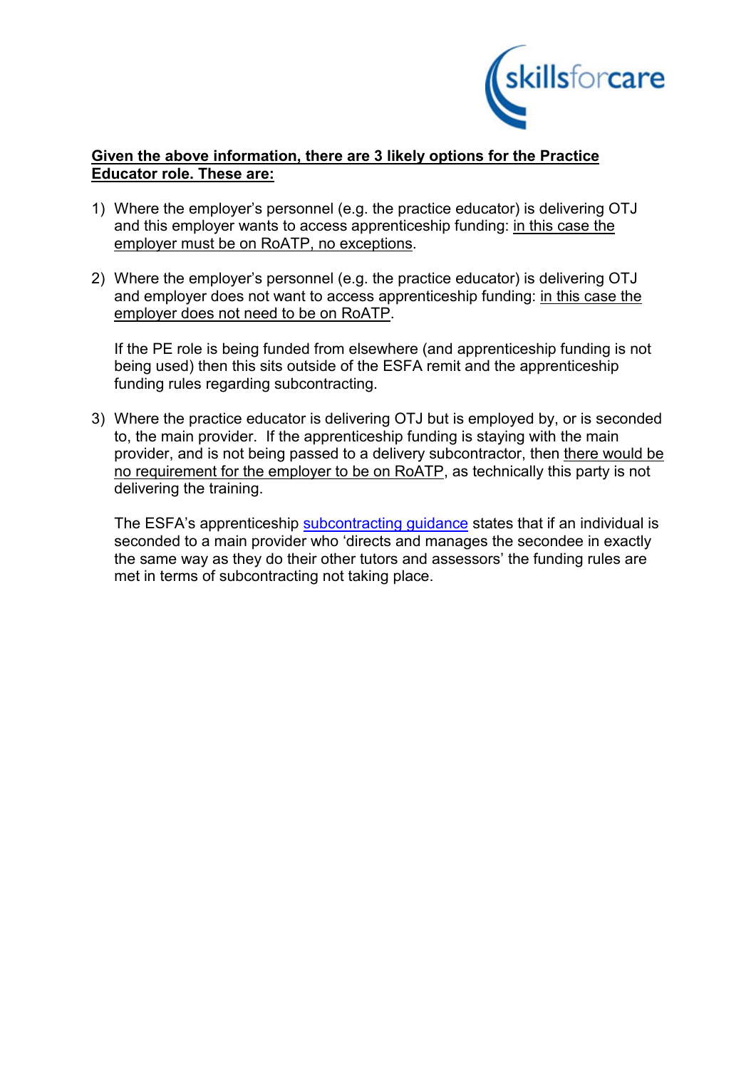**Given the above information, there are 3 likely options for the Practice Educator role. These are:**

1) Where the employer's personnel (e.g. the practice educator) is delivering OTJ and this employer wants to access apprenticeship funding: in this case the employer must be on RoATP, no exceptions.

2) Where the employer's personnel (e.g. the practice educator) is delivering OTJ and employer does not want to access apprenticeship funding: in this case the employer does not need to be on RoATP.

   If the PE role is being funded from elsewhere (and apprenticeship funding is not being used) then this sits outside of the ESFA remit and the apprenticeship funding rules regarding subcontracting.

3) Where the practice educator is delivering OTJ but is employed by, or is seconded to, the main provider. If the apprenticeship funding is staying with the main provider, and is not being passed to a delivery subcontractor, then there would be no requirement for the employer to be on RoATP, as technically this party is not delivering the training.

   The ESFA's apprenticeship subcontracting guidance states that if an individual is seconded to a main provider who 'directs and manages the secondee in exactly the same way as they do their other tutors and assessors' the funding rules are met in terms of subcontracting not taking place.